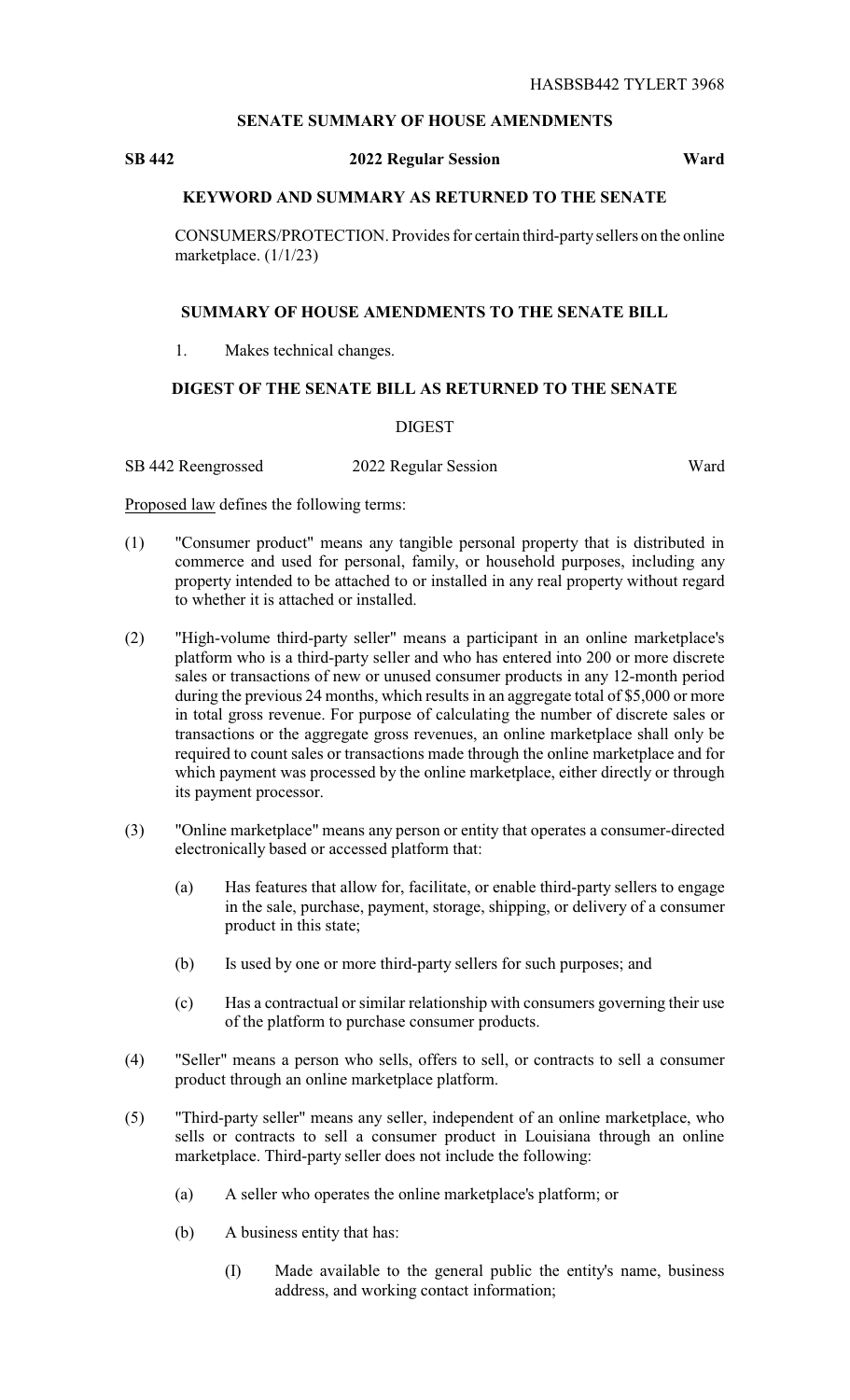HASBSB442 TYLERT 3968

## SENATE SUMMARY OF HOUSE AMENDMENTS

**SB 442** **2022 Regular Session** **Ward**

### KEYWORD AND SUMMARY AS RETURNED TO THE SENATE

CONSUMERS/PROTECTION. Provides for certain third-party sellers on the online marketplace. (1/1/23)

### SUMMARY OF HOUSE AMENDMENTS TO THE SENATE BILL

1. Makes technical changes.

### DIGEST OF THE SENATE BILL AS RETURNED TO THE SENATE

DIGEST

SB 442 Reengrossed 2022 Regular Session Ward

Proposed law defines the following terms:

(1) "Consumer product" means any tangible personal property that is distributed in commerce and used for personal, family, or household purposes, including any property intended to be attached to or installed in any real property without regard to whether it is attached or installed.

(2) "High-volume third-party seller" means a participant in an online marketplace's platform who is a third-party seller and who has entered into 200 or more discrete sales or transactions of new or unused consumer products in any 12-month period during the previous 24 months, which results in an aggregate total of $5,000 or more in total gross revenue. For purpose of calculating the number of discrete sales or transactions or the aggregate gross revenues, an online marketplace shall only be required to count sales or transactions made through the online marketplace and for which payment was processed by the online marketplace, either directly or through its payment processor.

(3) "Online marketplace" means any person or entity that operates a consumer-directed electronically based or accessed platform that:

   (a) Has features that allow for, facilitate, or enable third-party sellers to engage in the sale, purchase, payment, storage, shipping, or delivery of a consumer product in this state;

   (b) Is used by one or more third-party sellers for such purposes; and

   (c) Has a contractual or similar relationship with consumers governing their use of the platform to purchase consumer products.

(4) "Seller" means a person who sells, offers to sell, or contracts to sell a consumer product through an online marketplace platform.

(5) "Third-party seller" means any seller, independent of an online marketplace, who sells or contracts to sell a consumer product in Louisiana through an online marketplace. Third-party seller does not include the following:

   (a) A seller who operates the online marketplace's platform; or

   (b) A business entity that has:

      (I) Made available to the general public the entity's name, business address, and working contact information;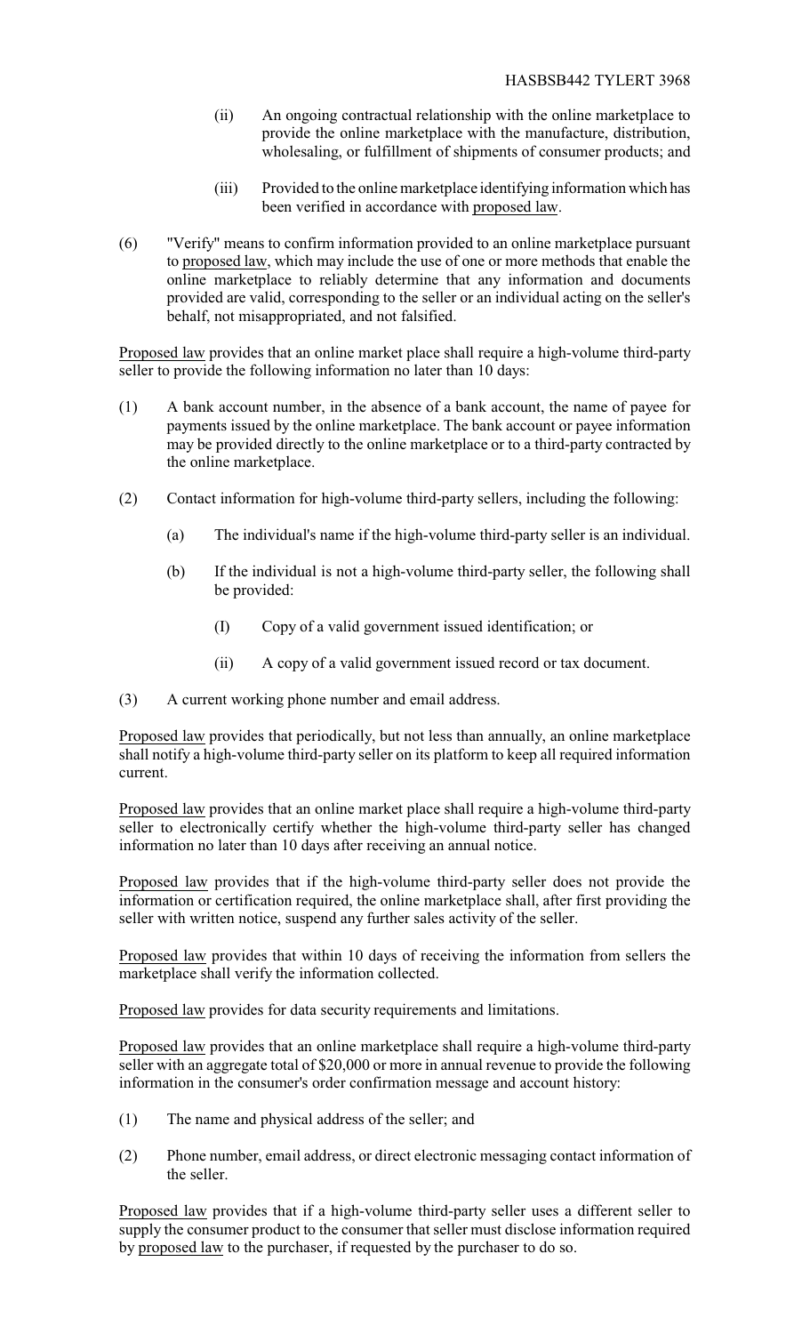(ii) An ongoing contractual relationship with the online marketplace to provide the online marketplace with the manufacture, distribution, wholesaling, or fulfillment of shipments of consumer products; and

(iii) Provided to the online marketplace identifying information which has been verified in accordance with proposed law.

(6) "Verify" means to confirm information provided to an online marketplace pursuant to proposed law, which may include the use of one or more methods that enable the online marketplace to reliably determine that any information and documents provided are valid, corresponding to the seller or an individual acting on the seller's behalf, not misappropriated, and not falsified.

Proposed law provides that an online market place shall require a high-volume third-party seller to provide the following information no later than 10 days:

(1) A bank account number, in the absence of a bank account, the name of payee for payments issued by the online marketplace. The bank account or payee information may be provided directly to the online marketplace or to a third-party contracted by the online marketplace.

(2) Contact information for high-volume third-party sellers, including the following:

(a) The individual's name if the high-volume third-party seller is an individual.

(b) If the individual is not a high-volume third-party seller, the following shall be provided:

(I) Copy of a valid government issued identification; or

(ii) A copy of a valid government issued record or tax document.

(3) A current working phone number and email address.

Proposed law provides that periodically, but not less than annually, an online marketplace shall notify a high-volume third-party seller on its platform to keep all required information current.

Proposed law provides that an online market place shall require a high-volume third-party seller to electronically certify whether the high-volume third-party seller has changed information no later than 10 days after receiving an annual notice.

Proposed law provides that if the high-volume third-party seller does not provide the information or certification required, the online marketplace shall, after first providing the seller with written notice, suspend any further sales activity of the seller.

Proposed law provides that within 10 days of receiving the information from sellers the marketplace shall verify the information collected.

Proposed law provides for data security requirements and limitations.

Proposed law provides that an online marketplace shall require a high-volume third-party seller with an aggregate total of $20,000 or more in annual revenue to provide the following information in the consumer's order confirmation message and account history:

(1) The name and physical address of the seller; and

(2) Phone number, email address, or direct electronic messaging contact information of the seller.

Proposed law provides that if a high-volume third-party seller uses a different seller to supply the consumer product to the consumer that seller must disclose information required by proposed law to the purchaser, if requested by the purchaser to do so.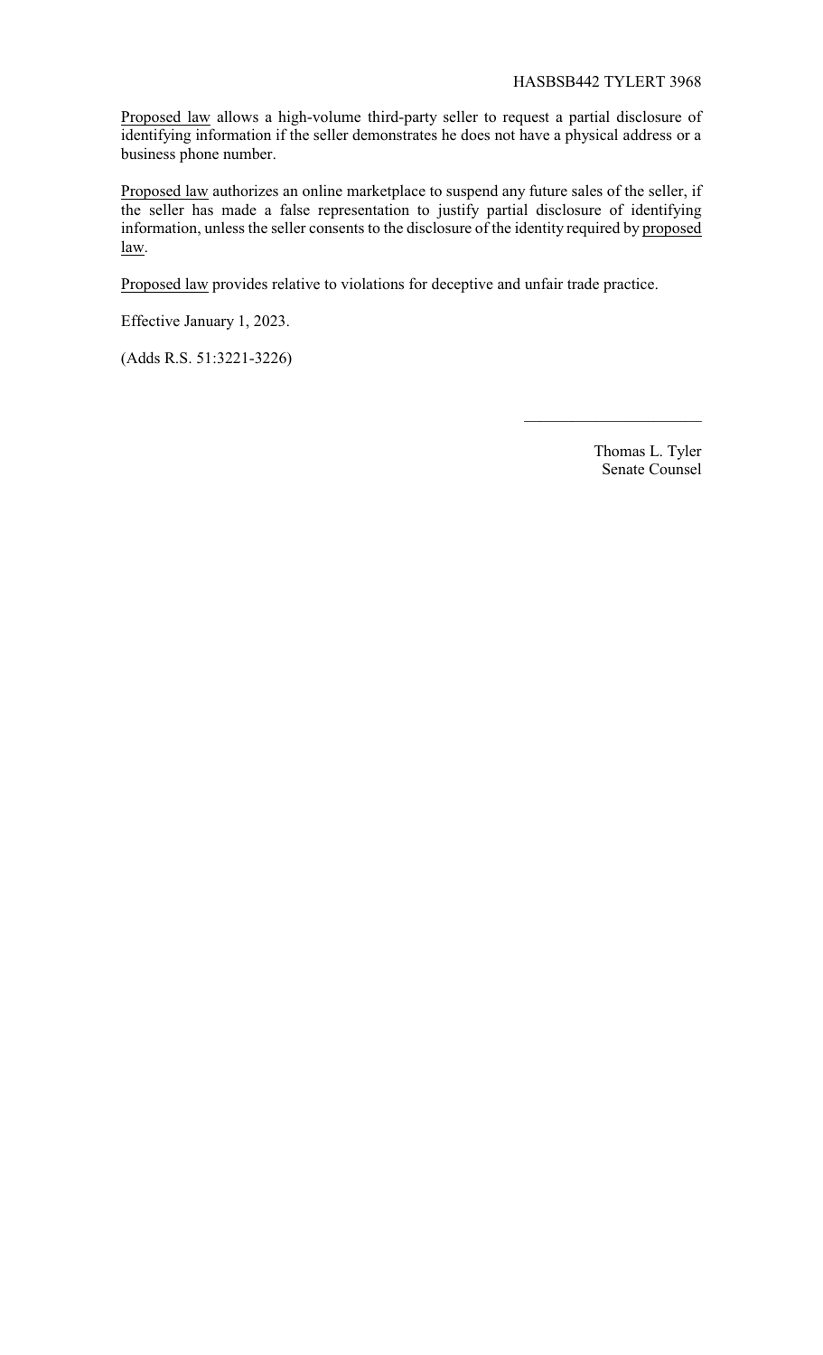Proposed law allows a high-volume third-party seller to request a partial disclosure of identifying information if the seller demonstrates he does not have a physical address or a business phone number.

Proposed law authorizes an online marketplace to suspend any future sales of the seller, if the seller has made a false representation to justify partial disclosure of identifying information, unless the seller consents to the disclosure of the identity required by proposed law.

Proposed law provides relative to violations for deceptive and unfair trade practice.

Effective January 1, 2023.

(Adds R.S. 51:3221-3226)

Thomas L. Tyler
Senate Counsel